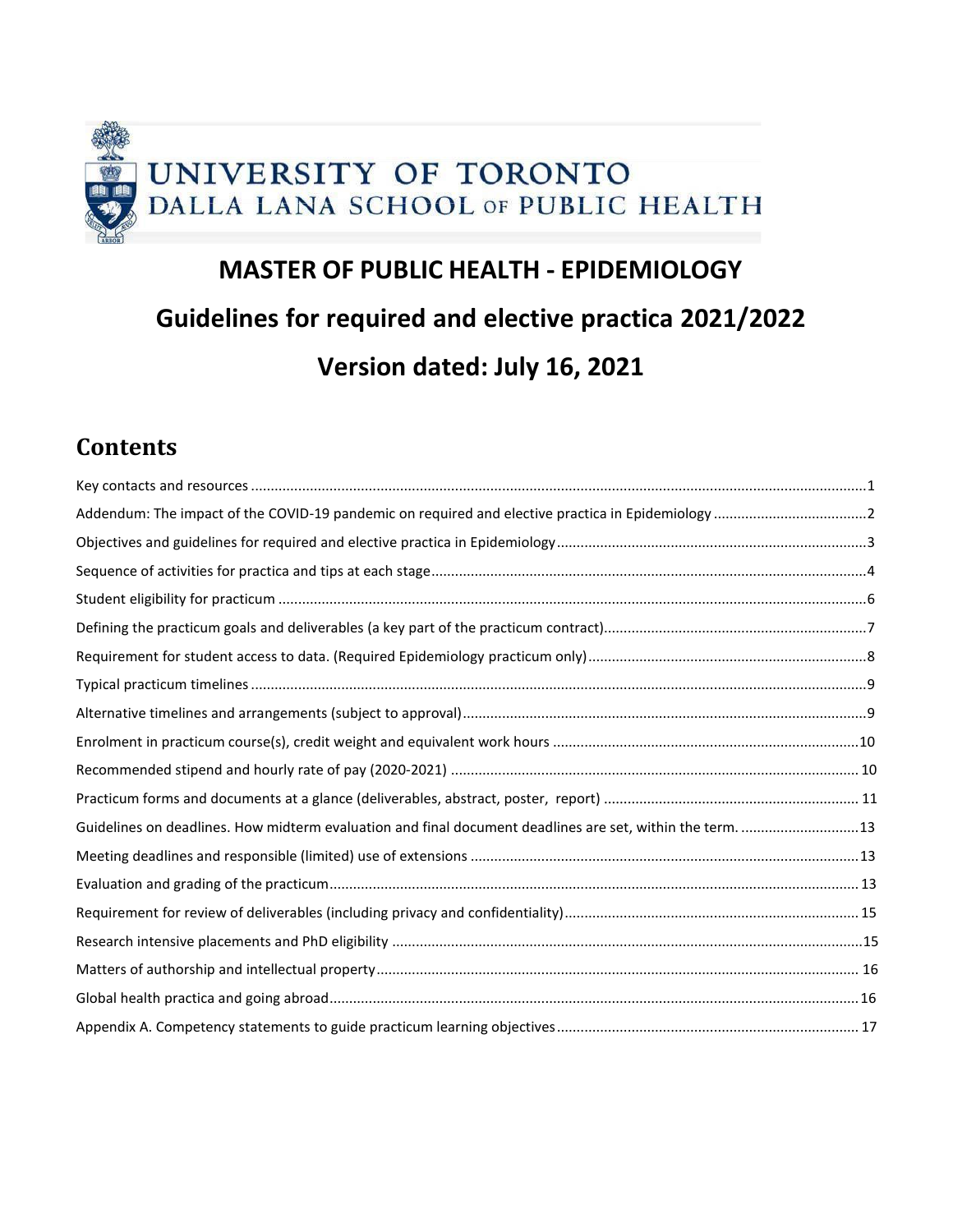UNIVERSITY OF TORONTO
DALLA LANA SCHOOL OF PUBLIC HEALTH

# MASTER OF PUBLIC HEALTH - EPIDEMIOLOGY

# Guidelines for required and elective practica 2021/2022

# Version dated: July 16, 2021

## Contents

Key contacts and resources ............ 1

Addendum: The impact of the COVID-19 pandemic on required and elective practica in Epidemiology ............ 2

Objectives and guidelines for required and elective practica in Epidemiology ............ 3

Sequence of activities for practica and tips at each stage ............ 4

Student eligibility for practicum ............ 6

Defining the practicum goals and deliverables (a key part of the practicum contract) ............ 7

Requirement for student access to data. (Required Epidemiology practicum only) ............ 8

Typical practicum timelines ............ 9

Alternative timelines and arrangements (subject to approval) ............ 9

Enrolment in practicum course(s), credit weight and equivalent work hours ............ 10

Recommended stipend and hourly rate of pay (2020-2021) ............ 10

Practicum forms and documents at a glance (deliverables, abstract, poster, report) ............ 11

Guidelines on deadlines. How midterm evaluation and final document deadlines are set, within the term. ............ 13

Meeting deadlines and responsible (limited) use of extensions ............ 13

Evaluation and grading of the practicum ............ 13

Requirement for review of deliverables (including privacy and confidentiality) ............ 15

Research intensive placements and PhD eligibility ............ 15

Matters of authorship and intellectual property ............ 16

Global health practica and going abroad ............ 16

Appendix A. Competency statements to guide practicum learning objectives ............ 17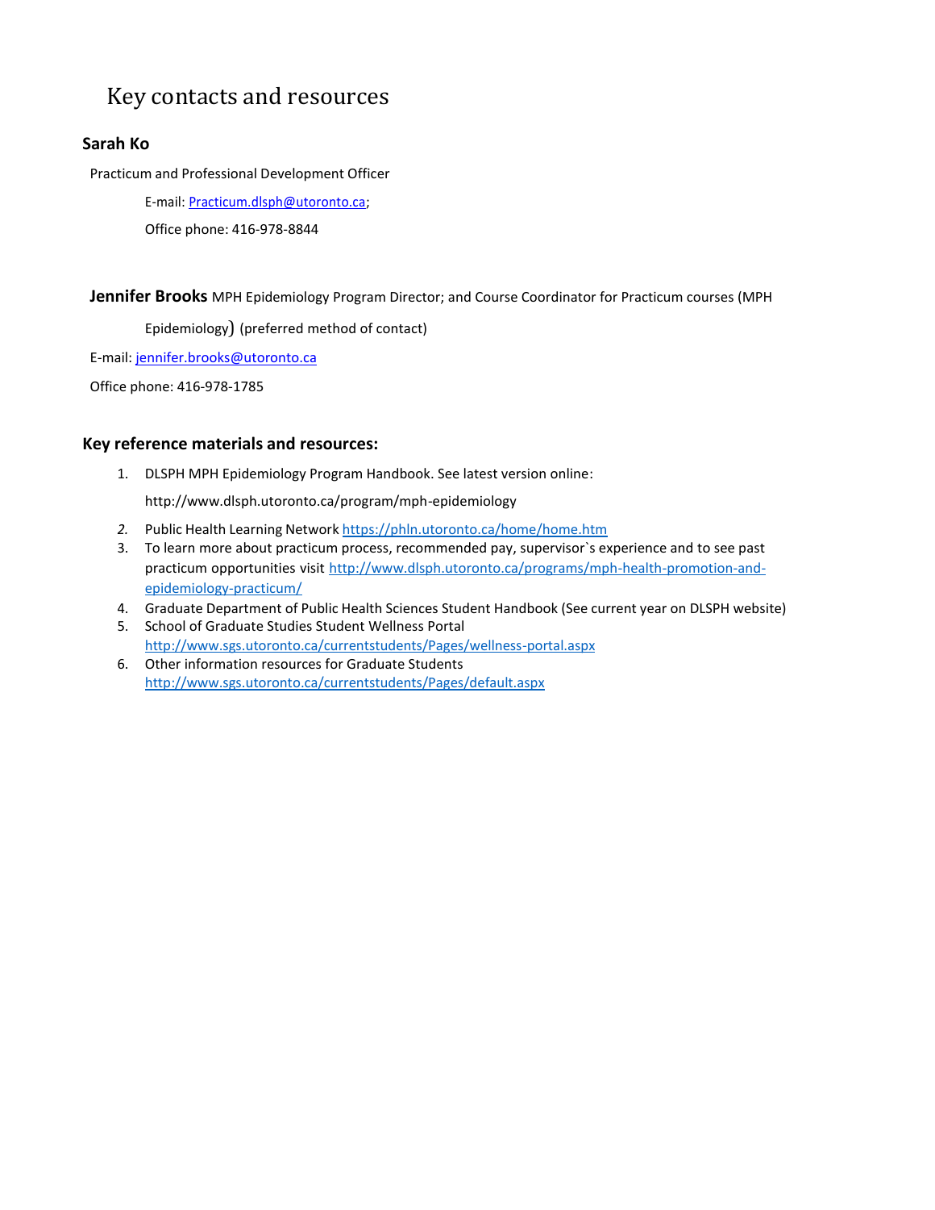# Key contacts and resources

### Sarah Ko

Practicum and Professional Development Officer

E-mail: Practicum.dlsph@utoronto.ca;

Office phone: 416-978-8844

**Jennifer Brooks** MPH Epidemiology Program Director; and Course Coordinator for Practicum courses (MPH Epidemiology) (preferred method of contact)

E-mail: jennifer.brooks@utoronto.ca

Office phone: 416-978-1785

### Key reference materials and resources:

1. DLSPH MPH Epidemiology Program Handbook. See latest version online:
   http://www.dlsph.utoronto.ca/program/mph-epidemiology
2. Public Health Learning Network https://phln.utoronto.ca/home/home.htm
3. To learn more about practicum process, recommended pay, supervisor`s experience and to see past practicum opportunities visit http://www.dlsph.utoronto.ca/programs/mph-health-promotion-and-epidemiology-practicum/
4. Graduate Department of Public Health Sciences Student Handbook (See current year on DLSPH website)
5. School of Graduate Studies Student Wellness Portal
   http://www.sgs.utoronto.ca/currentstudents/Pages/wellness-portal.aspx
6. Other information resources for Graduate Students
   http://www.sgs.utoronto.ca/currentstudents/Pages/default.aspx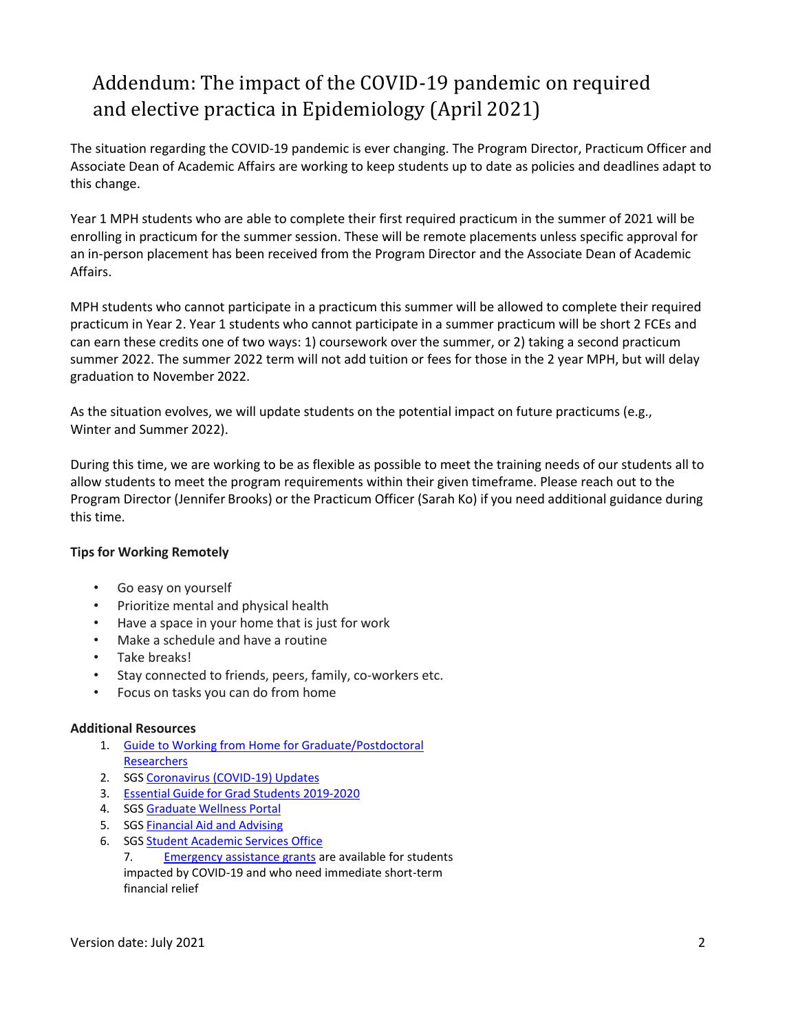# Addendum: The impact of the COVID-19 pandemic on required and elective practica in Epidemiology (April 2021)

The situation regarding the COVID-19 pandemic is ever changing. The Program Director, Practicum Officer and Associate Dean of Academic Affairs are working to keep students up to date as policies and deadlines adapt to this change.

Year 1 MPH students who are able to complete their first required practicum in the summer of 2021 will be enrolling in practicum for the summer session. These will be remote placements unless specific approval for an in-person placement has been received from the Program Director and the Associate Dean of Academic Affairs.

MPH students who cannot participate in a practicum this summer will be allowed to complete their required practicum in Year 2. Year 1 students who cannot participate in a summer practicum will be short 2 FCEs and can earn these credits one of two ways: 1) coursework over the summer, or 2) taking a second practicum summer 2022. The summer 2022 term will not add tuition or fees for those in the 2 year MPH, but will delay graduation to November 2022.

As the situation evolves, we will update students on the potential impact on future practicums (e.g., Winter and Summer 2022).

During this time, we are working to be as flexible as possible to meet the training needs of our students all to allow students to meet the program requirements within their given timeframe. Please reach out to the Program Director (Jennifer Brooks) or the Practicum Officer (Sarah Ko) if you need additional guidance during this time.

**Tips for Working Remotely**

- Go easy on yourself
- Prioritize mental and physical health
- Have a space in your home that is just for work
- Make a schedule and have a routine
- Take breaks!
- Stay connected to friends, peers, family, co-workers etc.
- Focus on tasks you can do from home

**Additional Resources**

1. Guide to Working from Home for Graduate/Postdoctoral Researchers
2. SGS Coronavirus (COVID-19) Updates
3. Essential Guide for Grad Students 2019-2020
4. SGS Graduate Wellness Portal
5. SGS Financial Aid and Advising
6. SGS Student Academic Services Office
7. Emergency assistance grants are available for students impacted by COVID-19 and who need immediate short-term financial relief

Version date: July 2021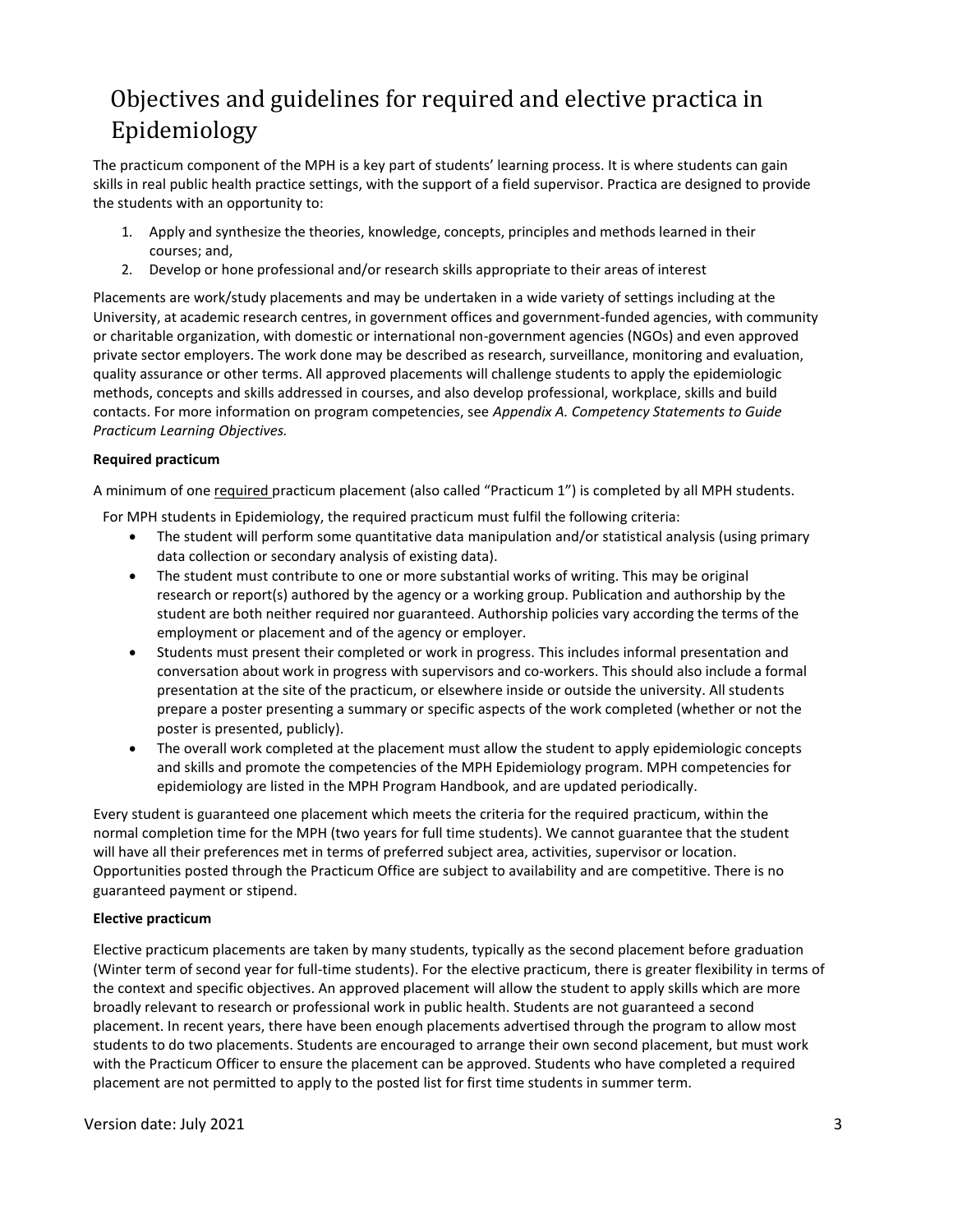# Objectives and guidelines for required and elective practica in Epidemiology

The practicum component of the MPH is a key part of students' learning process. It is where students can gain skills in real public health practice settings, with the support of a field supervisor. Practica are designed to provide the students with an opportunity to:

1. Apply and synthesize the theories, knowledge, concepts, principles and methods learned in their courses; and,
2. Develop or hone professional and/or research skills appropriate to their areas of interest

Placements are work/study placements and may be undertaken in a wide variety of settings including at the University, at academic research centres, in government offices and government-funded agencies, with community or charitable organization, with domestic or international non-government agencies (NGOs) and even approved private sector employers. The work done may be described as research, surveillance, monitoring and evaluation, quality assurance or other terms. All approved placements will challenge students to apply the epidemiologic methods, concepts and skills addressed in courses, and also develop professional, workplace, skills and build contacts. For more information on program competencies, see *Appendix A. Competency Statements to Guide Practicum Learning Objectives.*

**Required practicum**

A minimum of one required practicum placement (also called "Practicum 1") is completed by all MPH students.

For MPH students in Epidemiology, the required practicum must fulfil the following criteria:

- The student will perform some quantitative data manipulation and/or statistical analysis (using primary data collection or secondary analysis of existing data).
- The student must contribute to one or more substantial works of writing. This may be original research or report(s) authored by the agency or a working group. Publication and authorship by the student are both neither required nor guaranteed. Authorship policies vary according the terms of the employment or placement and of the agency or employer.
- Students must present their completed or work in progress. This includes informal presentation and conversation about work in progress with supervisors and co-workers. This should also include a formal presentation at the site of the practicum, or elsewhere inside or outside the university. All students prepare a poster presenting a summary or specific aspects of the work completed (whether or not the poster is presented, publicly).
- The overall work completed at the placement must allow the student to apply epidemiologic concepts and skills and promote the competencies of the MPH Epidemiology program. MPH competencies for epidemiology are listed in the MPH Program Handbook, and are updated periodically.

Every student is guaranteed one placement which meets the criteria for the required practicum, within the normal completion time for the MPH (two years for full time students). We cannot guarantee that the student will have all their preferences met in terms of preferred subject area, activities, supervisor or location. Opportunities posted through the Practicum Office are subject to availability and are competitive. There is no guaranteed payment or stipend.

**Elective practicum**

Elective practicum placements are taken by many students, typically as the second placement before graduation (Winter term of second year for full-time students). For the elective practicum, there is greater flexibility in terms of the context and specific objectives. An approved placement will allow the student to apply skills which are more broadly relevant to research or professional work in public health. Students are not guaranteed a second placement. In recent years, there have been enough placements advertised through the program to allow most students to do two placements. Students are encouraged to arrange their own second placement, but must work with the Practicum Officer to ensure the placement can be approved. Students who have completed a required placement are not permitted to apply to the posted list for first time students in summer term.

Version date: July 2021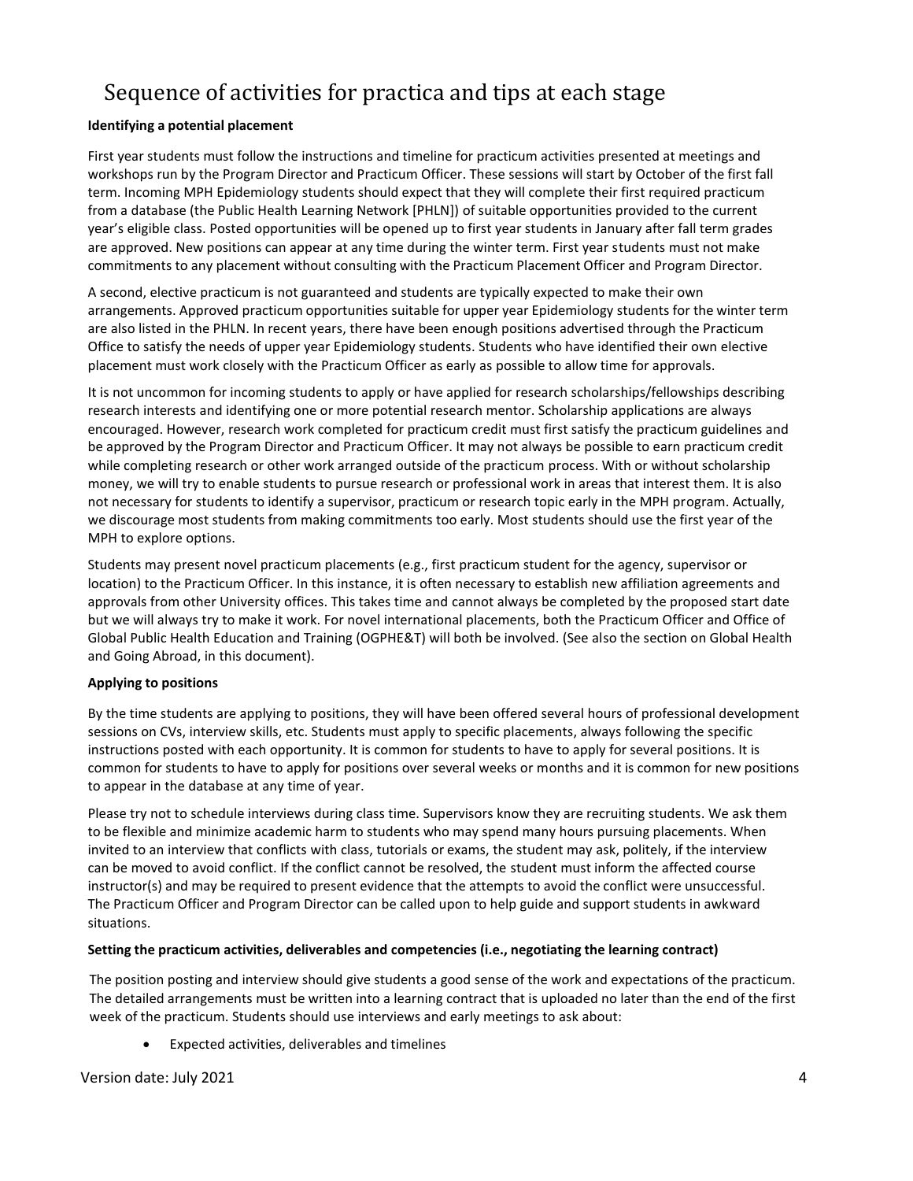# Sequence of activities for practica and tips at each stage

**Identifying a potential placement**

First year students must follow the instructions and timeline for practicum activities presented at meetings and workshops run by the Program Director and Practicum Officer. These sessions will start by October of the first fall term. Incoming MPH Epidemiology students should expect that they will complete their first required practicum from a database (the Public Health Learning Network [PHLN]) of suitable opportunities provided to the current year's eligible class. Posted opportunities will be opened up to first year students in January after fall term grades are approved. New positions can appear at any time during the winter term. First year students must not make commitments to any placement without consulting with the Practicum Placement Officer and Program Director.

A second, elective practicum is not guaranteed and students are typically expected to make their own arrangements. Approved practicum opportunities suitable for upper year Epidemiology students for the winter term are also listed in the PHLN. In recent years, there have been enough positions advertised through the Practicum Office to satisfy the needs of upper year Epidemiology students. Students who have identified their own elective placement must work closely with the Practicum Officer as early as possible to allow time for approvals.

It is not uncommon for incoming students to apply or have applied for research scholarships/fellowships describing research interests and identifying one or more potential research mentor. Scholarship applications are always encouraged. However, research work completed for practicum credit must first satisfy the practicum guidelines and be approved by the Program Director and Practicum Officer. It may not always be possible to earn practicum credit while completing research or other work arranged outside of the practicum process. With or without scholarship money, we will try to enable students to pursue research or professional work in areas that interest them. It is also not necessary for students to identify a supervisor, practicum or research topic early in the MPH program. Actually, we discourage most students from making commitments too early. Most students should use the first year of the MPH to explore options.

Students may present novel practicum placements (e.g., first practicum student for the agency, supervisor or location) to the Practicum Officer. In this instance, it is often necessary to establish new affiliation agreements and approvals from other University offices. This takes time and cannot always be completed by the proposed start date but we will always try to make it work. For novel international placements, both the Practicum Officer and Office of Global Public Health Education and Training (OGPHE&T) will both be involved. (See also the section on Global Health and Going Abroad, in this document).

**Applying to positions**

By the time students are applying to positions, they will have been offered several hours of professional development sessions on CVs, interview skills, etc. Students must apply to specific placements, always following the specific instructions posted with each opportunity. It is common for students to have to apply for several positions. It is common for students to have to apply for positions over several weeks or months and it is common for new positions to appear in the database at any time of year.

Please try not to schedule interviews during class time. Supervisors know they are recruiting students. We ask them to be flexible and minimize academic harm to students who may spend many hours pursuing placements. When invited to an interview that conflicts with class, tutorials or exams, the student may ask, politely, if the interview can be moved to avoid conflict. If the conflict cannot be resolved, the student must inform the affected course instructor(s) and may be required to present evidence that the attempts to avoid the conflict were unsuccessful. The Practicum Officer and Program Director can be called upon to help guide and support students in awkward situations.

**Setting the practicum activities, deliverables and competencies (i.e., negotiating the learning contract)**

The position posting and interview should give students a good sense of the work and expectations of the practicum. The detailed arrangements must be written into a learning contract that is uploaded no later than the end of the first week of the practicum. Students should use interviews and early meetings to ask about:

- Expected activities, deliverables and timelines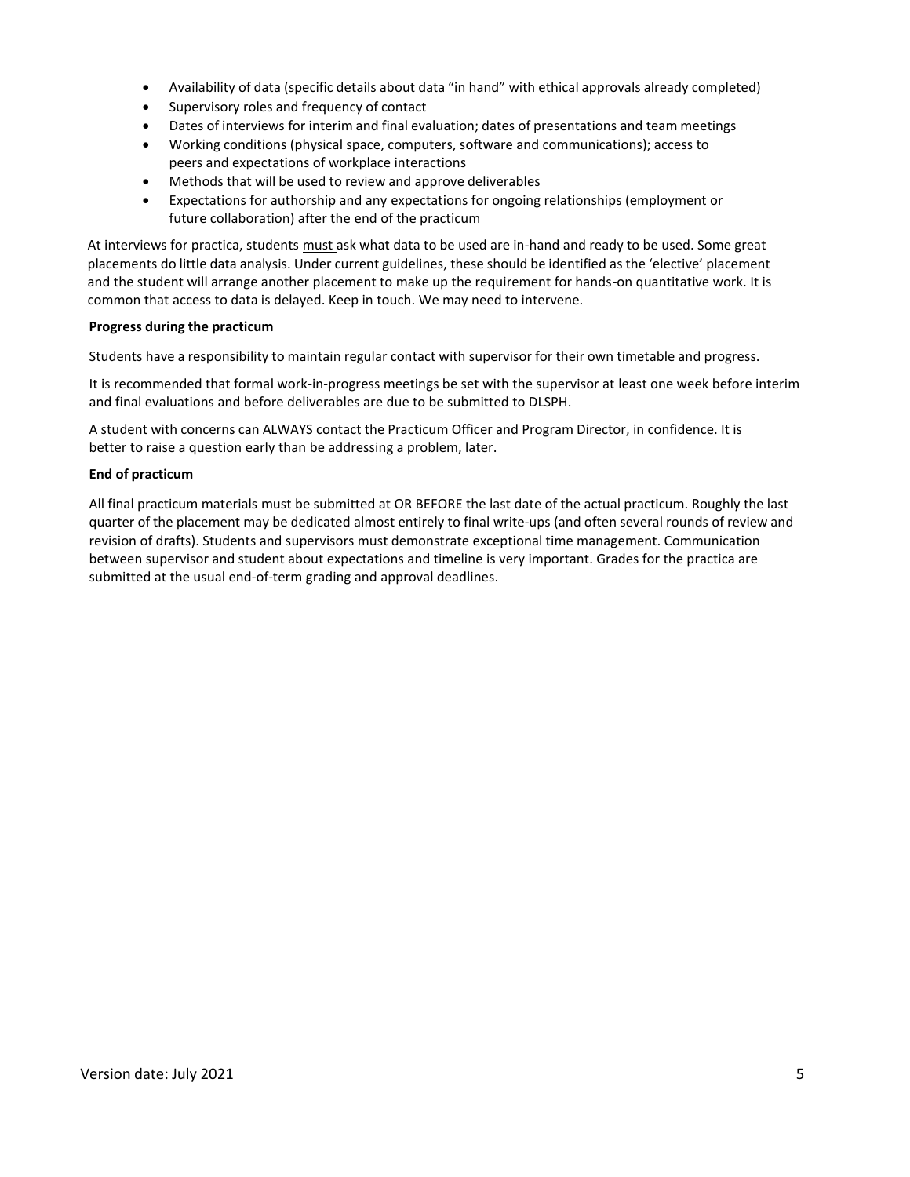- Availability of data (specific details about data "in hand" with ethical approvals already completed)
- Supervisory roles and frequency of contact
- Dates of interviews for interim and final evaluation; dates of presentations and team meetings
- Working conditions (physical space, computers, software and communications); access to peers and expectations of workplace interactions
- Methods that will be used to review and approve deliverables
- Expectations for authorship and any expectations for ongoing relationships (employment or future collaboration) after the end of the practicum

At interviews for practica, students <u>must</u> ask what data to be used are in-hand and ready to be used. Some great placements do little data analysis. Under current guidelines, these should be identified as the 'elective' placement and the student will arrange another placement to make up the requirement for hands-on quantitative work. It is common that access to data is delayed. Keep in touch. We may need to intervene.

**Progress during the practicum**

Students have a responsibility to maintain regular contact with supervisor for their own timetable and progress.

It is recommended that formal work-in-progress meetings be set with the supervisor at least one week before interim and final evaluations and before deliverables are due to be submitted to DLSPH.

A student with concerns can ALWAYS contact the Practicum Officer and Program Director, in confidence. It is better to raise a question early than be addressing a problem, later.

**End of practicum**

All final practicum materials must be submitted at OR BEFORE the last date of the actual practicum. Roughly the last quarter of the placement may be dedicated almost entirely to final write-ups (and often several rounds of review and revision of drafts). Students and supervisors must demonstrate exceptional time management. Communication between supervisor and student about expectations and timeline is very important. Grades for the practica are submitted at the usual end-of-term grading and approval deadlines.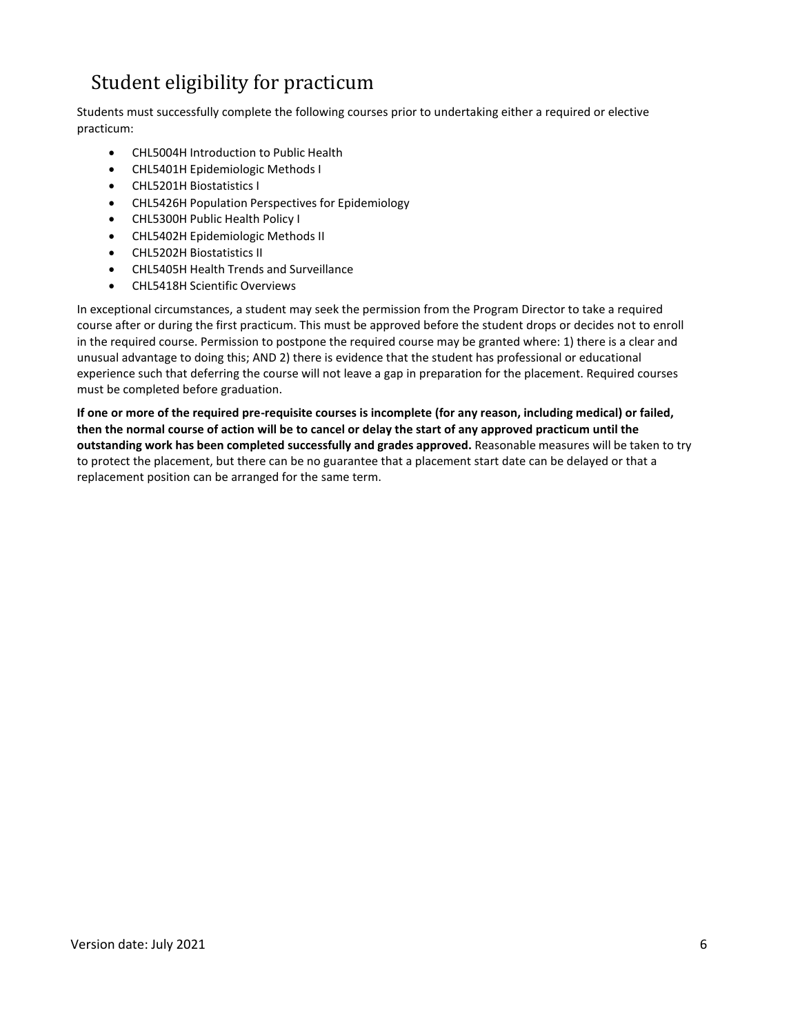## Student eligibility for practicum

Students must successfully complete the following courses prior to undertaking either a required or elective practicum:

- CHL5004H Introduction to Public Health
- CHL5401H Epidemiologic Methods I
- CHL5201H Biostatistics I
- CHL5426H Population Perspectives for Epidemiology
- CHL5300H Public Health Policy I
- CHL5402H Epidemiologic Methods II
- CHL5202H Biostatistics II
- CHL5405H Health Trends and Surveillance
- CHL5418H Scientific Overviews

In exceptional circumstances, a student may seek the permission from the Program Director to take a required course after or during the first practicum. This must be approved before the student drops or decides not to enroll in the required course. Permission to postpone the required course may be granted where: 1) there is a clear and unusual advantage to doing this; AND 2) there is evidence that the student has professional or educational experience such that deferring the course will not leave a gap in preparation for the placement. Required courses must be completed before graduation.

**If one or more of the required pre-requisite courses is incomplete (for any reason, including medical) or failed, then the normal course of action will be to cancel or delay the start of any approved practicum until the outstanding work has been completed successfully and grades approved.** Reasonable measures will be taken to try to protect the placement, but there can be no guarantee that a placement start date can be delayed or that a replacement position can be arranged for the same term.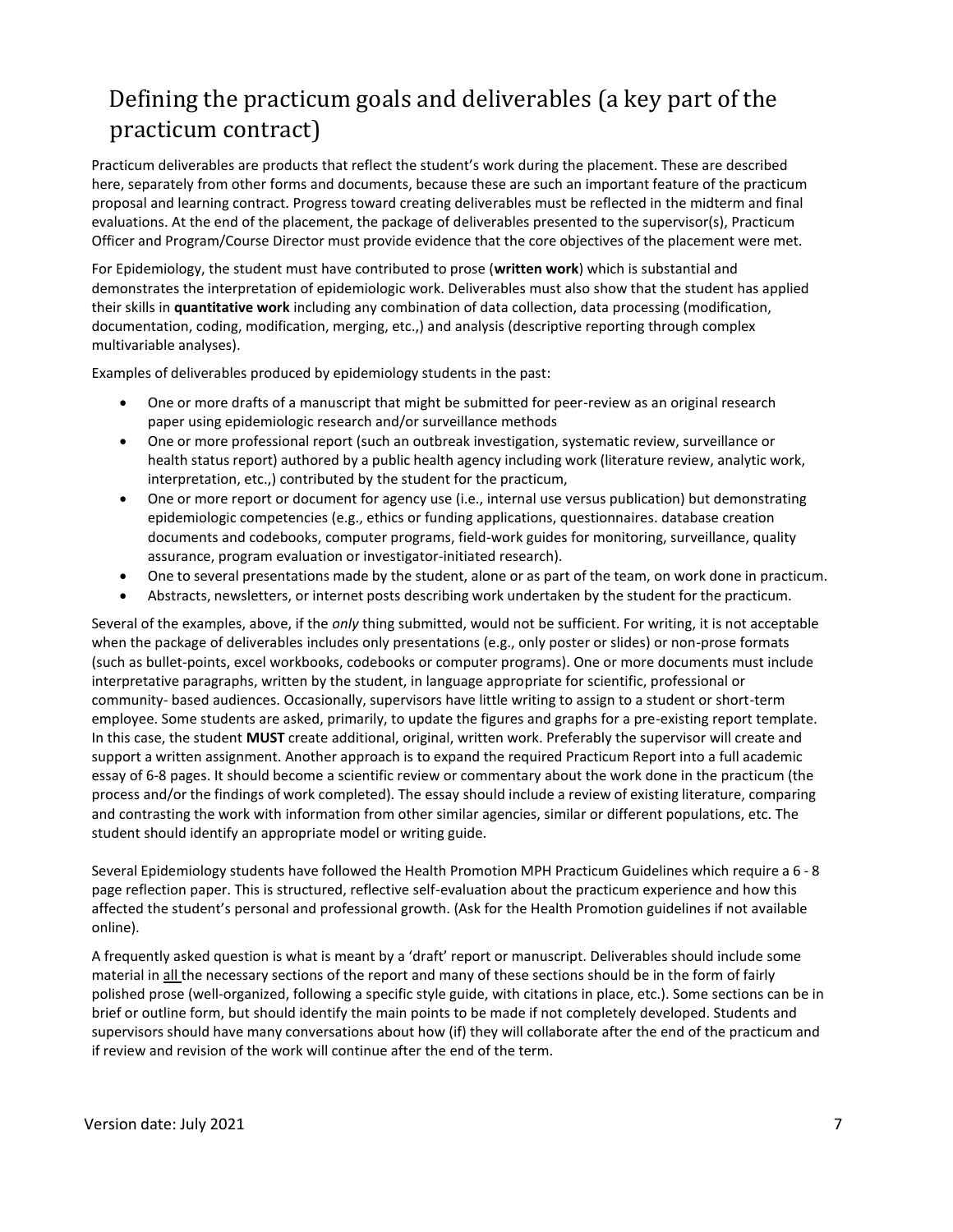# Defining the practicum goals and deliverables (a key part of the practicum contract)

Practicum deliverables are products that reflect the student's work during the placement. These are described here, separately from other forms and documents, because these are such an important feature of the practicum proposal and learning contract. Progress toward creating deliverables must be reflected in the midterm and final evaluations. At the end of the placement, the package of deliverables presented to the supervisor(s), Practicum Officer and Program/Course Director must provide evidence that the core objectives of the placement were met.

For Epidemiology, the student must have contributed to prose (**written work**) which is substantial and demonstrates the interpretation of epidemiologic work. Deliverables must also show that the student has applied their skills in **quantitative work** including any combination of data collection, data processing (modification, documentation, coding, modification, merging, etc.,) and analysis (descriptive reporting through complex multivariable analyses).

Examples of deliverables produced by epidemiology students in the past:

- One or more drafts of a manuscript that might be submitted for peer-review as an original research paper using epidemiologic research and/or surveillance methods
- One or more professional report (such an outbreak investigation, systematic review, surveillance or health status report) authored by a public health agency including work (literature review, analytic work, interpretation, etc.,) contributed by the student for the practicum,
- One or more report or document for agency use (i.e., internal use versus publication) but demonstrating epidemiologic competencies (e.g., ethics or funding applications, questionnaires. database creation documents and codebooks, computer programs, field-work guides for monitoring, surveillance, quality assurance, program evaluation or investigator-initiated research).
- One to several presentations made by the student, alone or as part of the team, on work done in practicum.
- Abstracts, newsletters, or internet posts describing work undertaken by the student for the practicum.

Several of the examples, above, if the *only* thing submitted, would not be sufficient. For writing, it is not acceptable when the package of deliverables includes only presentations (e.g., only poster or slides) or non-prose formats (such as bullet-points, excel workbooks, codebooks or computer programs). One or more documents must include interpretative paragraphs, written by the student, in language appropriate for scientific, professional or community- based audiences. Occasionally, supervisors have little writing to assign to a student or short-term employee. Some students are asked, primarily, to update the figures and graphs for a pre-existing report template. In this case, the student **MUST** create additional, original, written work. Preferably the supervisor will create and support a written assignment. Another approach is to expand the required Practicum Report into a full academic essay of 6-8 pages. It should become a scientific review or commentary about the work done in the practicum (the process and/or the findings of work completed). The essay should include a review of existing literature, comparing and contrasting the work with information from other similar agencies, similar or different populations, etc. The student should identify an appropriate model or writing guide.

Several Epidemiology students have followed the Health Promotion MPH Practicum Guidelines which require a 6 - 8 page reflection paper. This is structured, reflective self-evaluation about the practicum experience and how this affected the student's personal and professional growth. (Ask for the Health Promotion guidelines if not available online).

A frequently asked question is what is meant by a 'draft' report or manuscript. Deliverables should include some material in <u>all</u> the necessary sections of the report and many of these sections should be in the form of fairly polished prose (well-organized, following a specific style guide, with citations in place, etc.). Some sections can be in brief or outline form, but should identify the main points to be made if not completely developed. Students and supervisors should have many conversations about how (if) they will collaborate after the end of the practicum and if review and revision of the work will continue after the end of the term.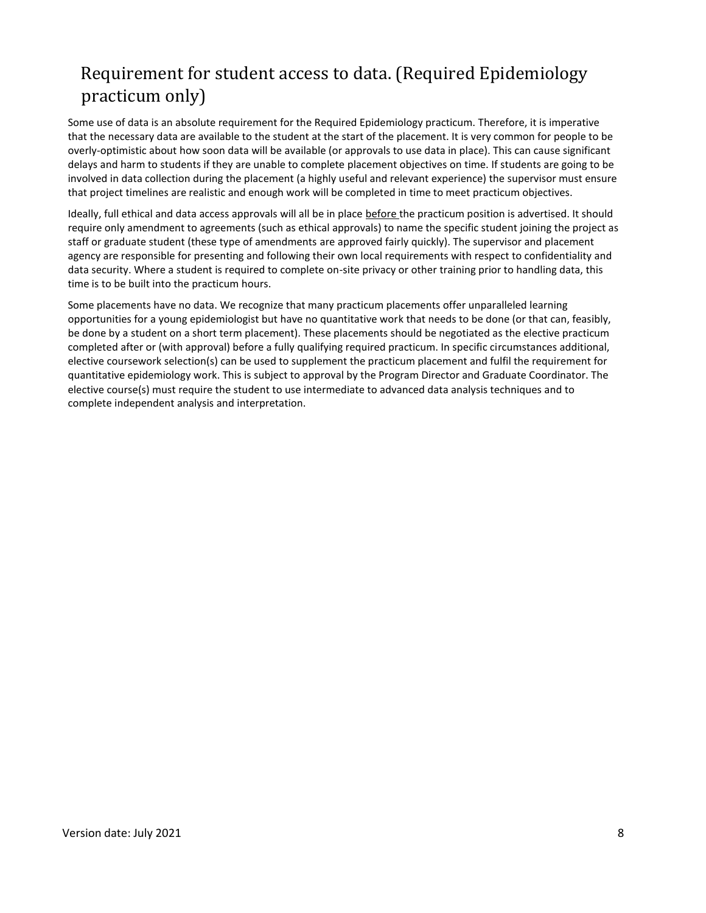## Requirement for student access to data. (Required Epidemiology practicum only)

Some use of data is an absolute requirement for the Required Epidemiology practicum. Therefore, it is imperative that the necessary data are available to the student at the start of the placement. It is very common for people to be overly-optimistic about how soon data will be available (or approvals to use data in place). This can cause significant delays and harm to students if they are unable to complete placement objectives on time. If students are going to be involved in data collection during the placement (a highly useful and relevant experience) the supervisor must ensure that project timelines are realistic and enough work will be completed in time to meet practicum objectives.

Ideally, full ethical and data access approvals will all be in place <u>before</u> the practicum position is advertised. It should require only amendment to agreements (such as ethical approvals) to name the specific student joining the project as staff or graduate student (these type of amendments are approved fairly quickly). The supervisor and placement agency are responsible for presenting and following their own local requirements with respect to confidentiality and data security. Where a student is required to complete on-site privacy or other training prior to handling data, this time is to be built into the practicum hours.

Some placements have no data. We recognize that many practicum placements offer unparalleled learning opportunities for a young epidemiologist but have no quantitative work that needs to be done (or that can, feasibly, be done by a student on a short term placement). These placements should be negotiated as the elective practicum completed after or (with approval) before a fully qualifying required practicum. In specific circumstances additional, elective coursework selection(s) can be used to supplement the practicum placement and fulfil the requirement for quantitative epidemiology work. This is subject to approval by the Program Director and Graduate Coordinator. The elective course(s) must require the student to use intermediate to advanced data analysis techniques and to complete independent analysis and interpretation.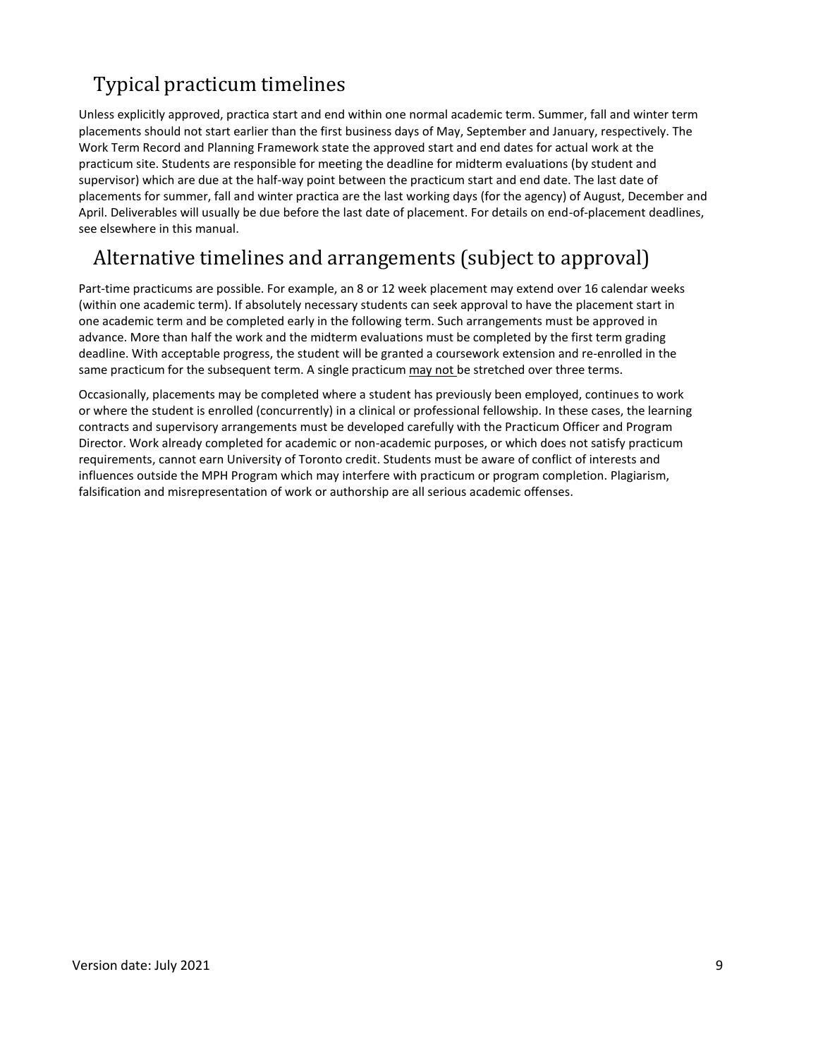## Typical practicum timelines

Unless explicitly approved, practica start and end within one normal academic term. Summer, fall and winter term placements should not start earlier than the first business days of May, September and January, respectively. The Work Term Record and Planning Framework state the approved start and end dates for actual work at the practicum site. Students are responsible for meeting the deadline for midterm evaluations (by student and supervisor) which are due at the half-way point between the practicum start and end date. The last date of placements for summer, fall and winter practica are the last working days (for the agency) of August, December and April. Deliverables will usually be due before the last date of placement. For details on end-of-placement deadlines, see elsewhere in this manual.

## Alternative timelines and arrangements (subject to approval)

Part-time practicums are possible. For example, an 8 or 12 week placement may extend over 16 calendar weeks (within one academic term). If absolutely necessary students can seek approval to have the placement start in one academic term and be completed early in the following term. Such arrangements must be approved in advance. More than half the work and the midterm evaluations must be completed by the first term grading deadline. With acceptable progress, the student will be granted a coursework extension and re-enrolled in the same practicum for the subsequent term. A single practicum <u>may not</u> be stretched over three terms.

Occasionally, placements may be completed where a student has previously been employed, continues to work or where the student is enrolled (concurrently) in a clinical or professional fellowship. In these cases, the learning contracts and supervisory arrangements must be developed carefully with the Practicum Officer and Program Director. Work already completed for academic or non-academic purposes, or which does not satisfy practicum requirements, cannot earn University of Toronto credit. Students must be aware of conflict of interests and influences outside the MPH Program which may interfere with practicum or program completion. Plagiarism, falsification and misrepresentation of work or authorship are all serious academic offenses.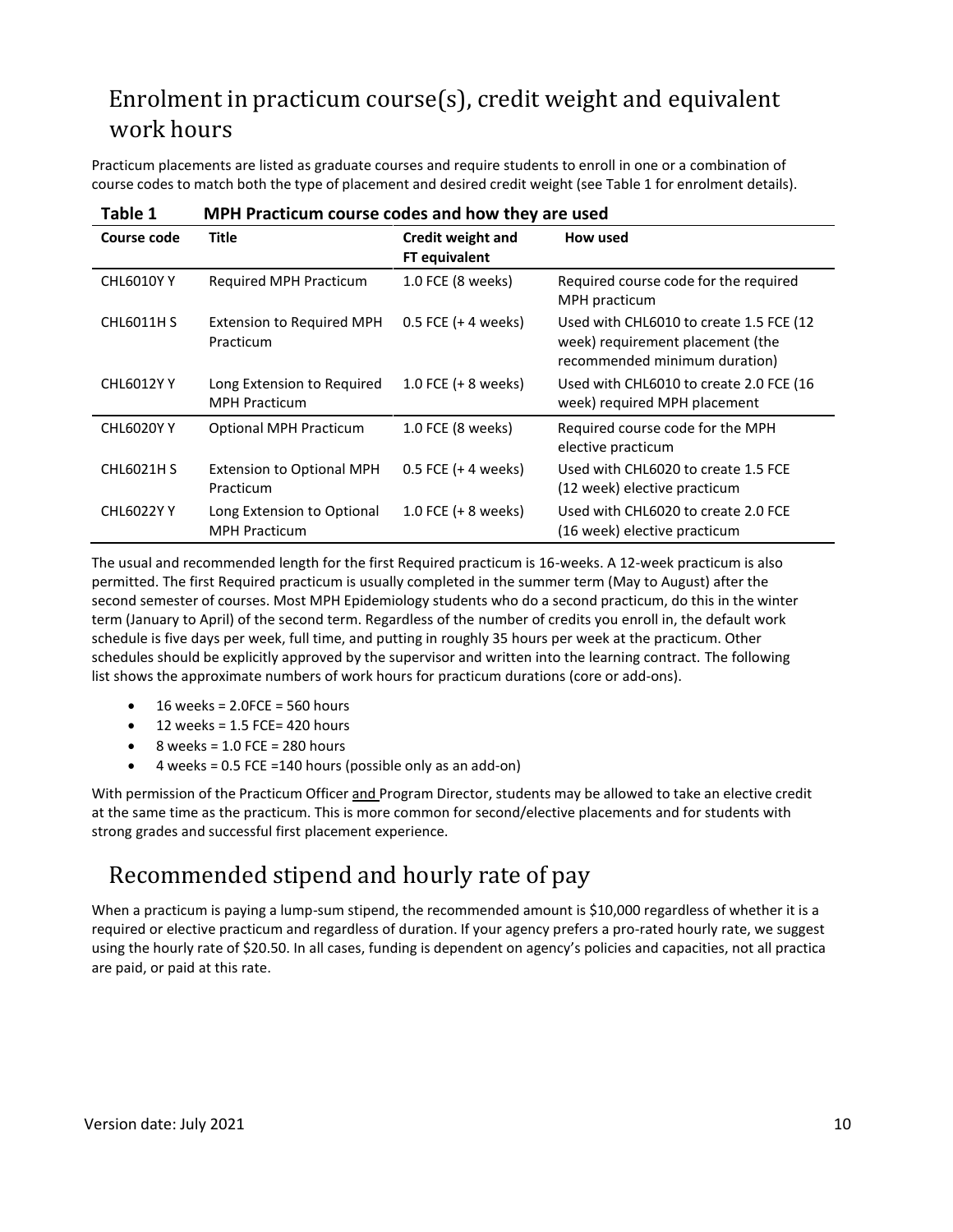## Enrolment in practicum course(s), credit weight and equivalent work hours

Practicum placements are listed as graduate courses and require students to enroll in one or a combination of course codes to match both the type of placement and desired credit weight (see Table 1 for enrolment details).

**Table 1 MPH Practicum course codes and how they are used**

| Course code | Title | Credit weight and FT equivalent | How used |
|---|---|---|---|
| CHL6010Y Y | Required MPH Practicum | 1.0 FCE (8 weeks) | Required course code for the required MPH practicum |
| CHL6011H S | Extension to Required MPH Practicum | 0.5 FCE (+ 4 weeks) | Used with CHL6010 to create 1.5 FCE (12 week) requirement placement (the recommended minimum duration) |
| CHL6012Y Y | Long Extension to Required MPH Practicum | 1.0 FCE (+ 8 weeks) | Used with CHL6010 to create 2.0 FCE (16 week) required MPH placement |
| CHL6020Y Y | Optional MPH Practicum | 1.0 FCE (8 weeks) | Required course code for the MPH elective practicum |
| CHL6021H S | Extension to Optional MPH Practicum | 0.5 FCE (+ 4 weeks) | Used with CHL6020 to create 1.5 FCE (12 week) elective practicum |
| CHL6022Y Y | Long Extension to Optional MPH Practicum | 1.0 FCE (+ 8 weeks) | Used with CHL6020 to create 2.0 FCE (16 week) elective practicum |

The usual and recommended length for the first Required practicum is 16-weeks. A 12-week practicum is also permitted. The first Required practicum is usually completed in the summer term (May to August) after the second semester of courses. Most MPH Epidemiology students who do a second practicum, do this in the winter term (January to April) of the second term. Regardless of the number of credits you enroll in, the default work schedule is five days per week, full time, and putting in roughly 35 hours per week at the practicum. Other schedules should be explicitly approved by the supervisor and written into the learning contract. The following list shows the approximate numbers of work hours for practicum durations (core or add-ons).

- 16 weeks = 2.0FCE = 560 hours
- 12 weeks = 1.5 FCE= 420 hours
- 8 weeks = 1.0 FCE = 280 hours
- 4 weeks = 0.5 FCE =140 hours (possible only as an add-on)

With permission of the Practicum Officer and Program Director, students may be allowed to take an elective credit at the same time as the practicum. This is more common for second/elective placements and for students with strong grades and successful first placement experience.

## Recommended stipend and hourly rate of pay

When a practicum is paying a lump-sum stipend, the recommended amount is $10,000 regardless of whether it is a required or elective practicum and regardless of duration. If your agency prefers a pro-rated hourly rate, we suggest using the hourly rate of $20.50. In all cases, funding is dependent on agency's policies and capacities, not all practica are paid, or paid at this rate.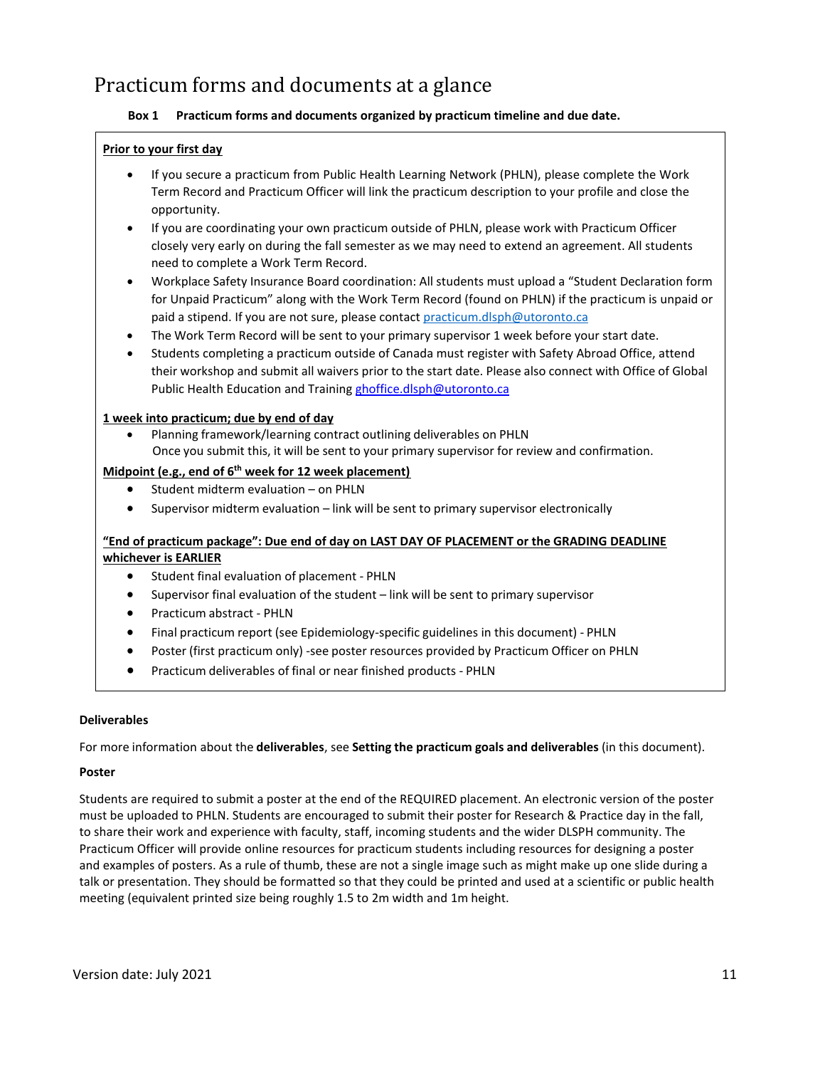# Practicum forms and documents at a glance

**Box 1 Practicum forms and documents organized by practicum timeline and due date.**

**Prior to your first day**

- If you secure a practicum from Public Health Learning Network (PHLN), please complete the Work Term Record and Practicum Officer will link the practicum description to your profile and close the opportunity.
- If you are coordinating your own practicum outside of PHLN, please work with Practicum Officer closely very early on during the fall semester as we may need to extend an agreement. All students need to complete a Work Term Record.
- Workplace Safety Insurance Board coordination: All students must upload a "Student Declaration form for Unpaid Practicum" along with the Work Term Record (found on PHLN) if the practicum is unpaid or paid a stipend. If you are not sure, please contact practicum.dlsph@utoronto.ca
- The Work Term Record will be sent to your primary supervisor 1 week before your start date.
- Students completing a practicum outside of Canada must register with Safety Abroad Office, attend their workshop and submit all waivers prior to the start date. Please also connect with Office of Global Public Health Education and Training ghoffice.dlsph@utoronto.ca

**1 week into practicum; due by end of day**

- Planning framework/learning contract outlining deliverables on PHLN
  Once you submit this, it will be sent to your primary supervisor for review and confirmation.

**Midpoint (e.g., end of 6th week for 12 week placement)**

- Student midterm evaluation – on PHLN
- Supervisor midterm evaluation – link will be sent to primary supervisor electronically

**"End of practicum package": Due end of day on LAST DAY OF PLACEMENT or the GRADING DEADLINE whichever is EARLIER**

- Student final evaluation of placement - PHLN
- Supervisor final evaluation of the student – link will be sent to primary supervisor
- Practicum abstract - PHLN
- Final practicum report (see Epidemiology-specific guidelines in this document) - PHLN
- Poster (first practicum only) -see poster resources provided by Practicum Officer on PHLN
- Practicum deliverables of final or near finished products - PHLN

**Deliverables**

For more information about the **deliverables**, see **Setting the practicum goals and deliverables** (in this document).

**Poster**

Students are required to submit a poster at the end of the REQUIRED placement. An electronic version of the poster must be uploaded to PHLN. Students are encouraged to submit their poster for Research & Practice day in the fall, to share their work and experience with faculty, staff, incoming students and the wider DLSPH community. The Practicum Officer will provide online resources for practicum students including resources for designing a poster and examples of posters. As a rule of thumb, these are not a single image such as might make up one slide during a talk or presentation. They should be formatted so that they could be printed and used at a scientific or public health meeting (equivalent printed size being roughly 1.5 to 2m width and 1m height.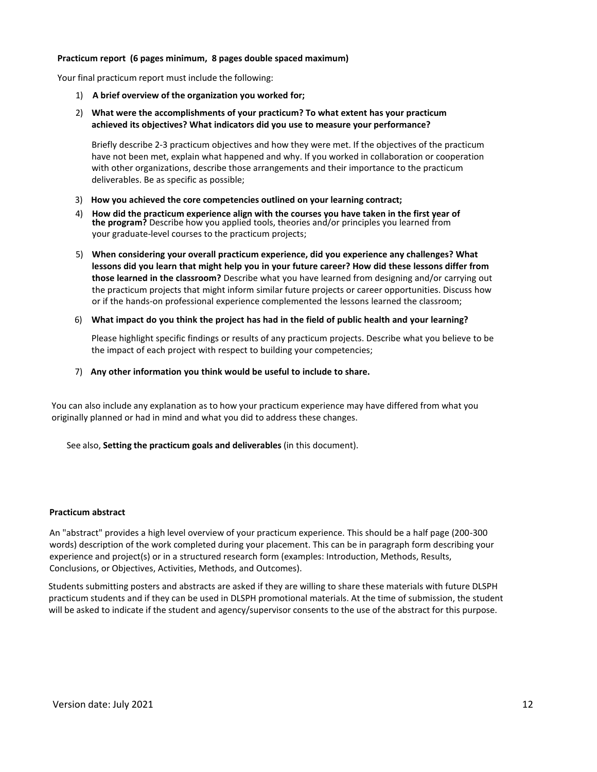**Practicum report (6 pages minimum, 8 pages double spaced maximum)**

Your final practicum report must include the following:

1) **A brief overview of the organization you worked for;**

2) **What were the accomplishments of your practicum? To what extent has your practicum achieved its objectives? What indicators did you use to measure your performance?**

   Briefly describe 2-3 practicum objectives and how they were met. If the objectives of the practicum have not been met, explain what happened and why. If you worked in collaboration or cooperation with other organizations, describe those arrangements and their importance to the practicum deliverables. Be as specific as possible;

3) **How you achieved the core competencies outlined on your learning contract;**

4) **How did the practicum experience align with the courses you have taken in the first year of the program?** Describe how you applied tools, theories and/or principles you learned from your graduate-level courses to the practicum projects;

5) **When considering your overall practicum experience, did you experience any challenges? What lessons did you learn that might help you in your future career? How did these lessons differ from those learned in the classroom?** Describe what you have learned from designing and/or carrying out the practicum projects that might inform similar future projects or career opportunities. Discuss how or if the hands-on professional experience complemented the lessons learned the classroom;

6) **What impact do you think the project has had in the field of public health and your learning?**

   Please highlight specific findings or results of any practicum projects. Describe what you believe to be the impact of each project with respect to building your competencies;

7) **Any other information you think would be useful to include to share.**

You can also include any explanation as to how your practicum experience may have differed from what you originally planned or had in mind and what you did to address these changes.

See also, **Setting the practicum goals and deliverables** (in this document).

**Practicum abstract**

An "abstract" provides a high level overview of your practicum experience. This should be a half page (200-300 words) description of the work completed during your placement. This can be in paragraph form describing your experience and project(s) or in a structured research form (examples: Introduction, Methods, Results, Conclusions, or Objectives, Activities, Methods, and Outcomes).

Students submitting posters and abstracts are asked if they are willing to share these materials with future DLSPH practicum students and if they can be used in DLSPH promotional materials. At the time of submission, the student will be asked to indicate if the student and agency/supervisor consents to the use of the abstract for this purpose.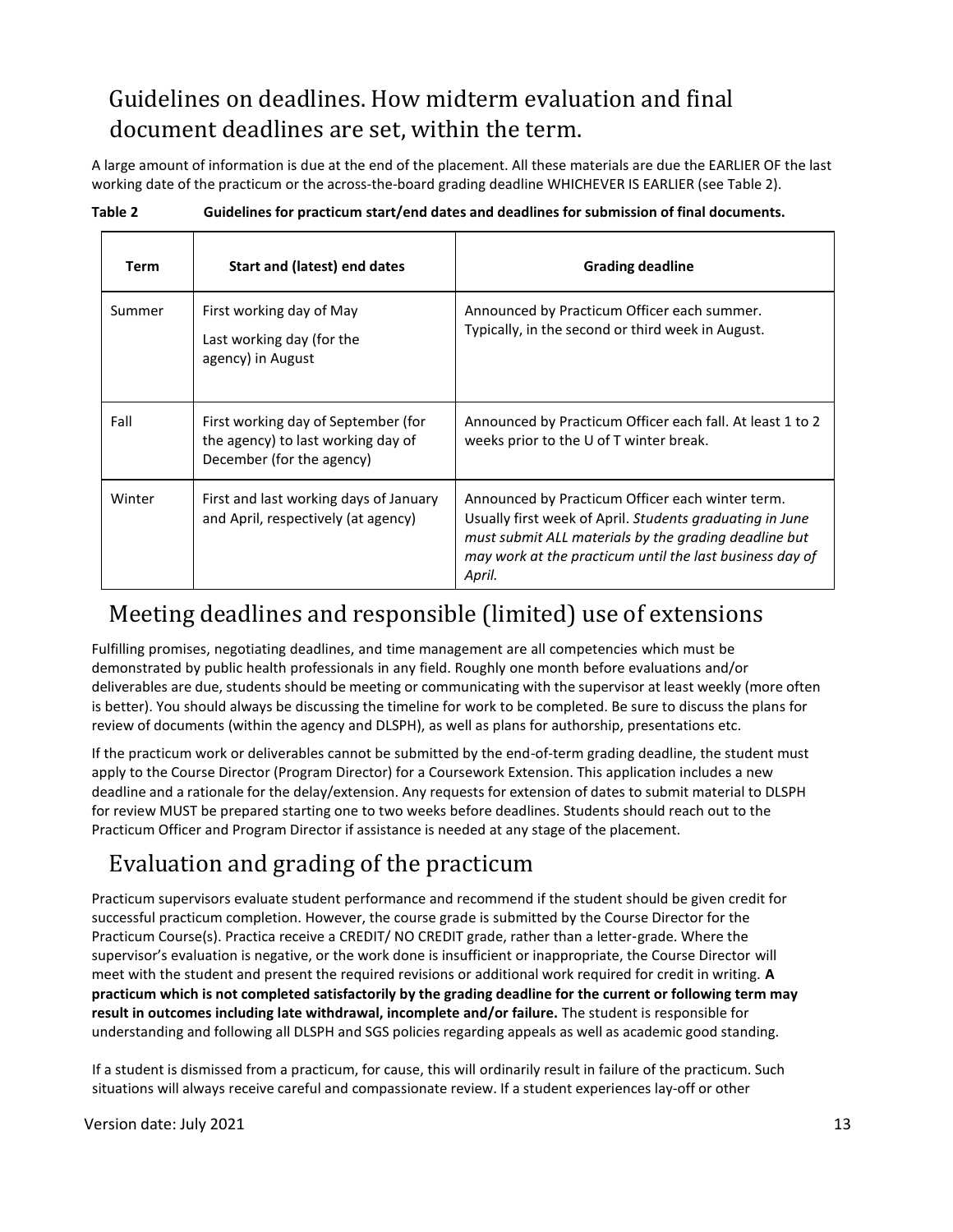## Guidelines on deadlines. How midterm evaluation and final document deadlines are set, within the term.

A large amount of information is due at the end of the placement. All these materials are due the EARLIER OF the last working date of the practicum or the across-the-board grading deadline WHICHEVER IS EARLIER (see Table 2).

**Table 2 Guidelines for practicum start/end dates and deadlines for submission of final documents.**

| Term | Start and (latest) end dates | Grading deadline |
|---|---|---|
| Summer | First working day of May<br>Last working day (for the agency) in August | Announced by Practicum Officer each summer. Typically, in the second or third week in August. |
| Fall | First working day of September (for the agency) to last working day of December (for the agency) | Announced by Practicum Officer each fall. At least 1 to 2 weeks prior to the U of T winter break. |
| Winter | First and last working days of January and April, respectively (at agency) | Announced by Practicum Officer each winter term. Usually first week of April. *Students graduating in June must submit ALL materials by the grading deadline but may work at the practicum until the last business day of April.* |

## Meeting deadlines and responsible (limited) use of extensions

Fulfilling promises, negotiating deadlines, and time management are all competencies which must be demonstrated by public health professionals in any field. Roughly one month before evaluations and/or deliverables are due, students should be meeting or communicating with the supervisor at least weekly (more often is better). You should always be discussing the timeline for work to be completed. Be sure to discuss the plans for review of documents (within the agency and DLSPH), as well as plans for authorship, presentations etc.

If the practicum work or deliverables cannot be submitted by the end-of-term grading deadline, the student must apply to the Course Director (Program Director) for a Coursework Extension. This application includes a new deadline and a rationale for the delay/extension. Any requests for extension of dates to submit material to DLSPH for review MUST be prepared starting one to two weeks before deadlines. Students should reach out to the Practicum Officer and Program Director if assistance is needed at any stage of the placement.

## Evaluation and grading of the practicum

Practicum supervisors evaluate student performance and recommend if the student should be given credit for successful practicum completion. However, the course grade is submitted by the Course Director for the Practicum Course(s). Practica receive a CREDIT/ NO CREDIT grade, rather than a letter-grade. Where the supervisor's evaluation is negative, or the work done is insufficient or inappropriate, the Course Director will meet with the student and present the required revisions or additional work required for credit in writing. **A practicum which is not completed satisfactorily by the grading deadline for the current or following term may result in outcomes including late withdrawal, incomplete and/or failure.** The student is responsible for understanding and following all DLSPH and SGS policies regarding appeals as well as academic good standing.

If a student is dismissed from a practicum, for cause, this will ordinarily result in failure of the practicum. Such situations will always receive careful and compassionate review. If a student experiences lay-off or other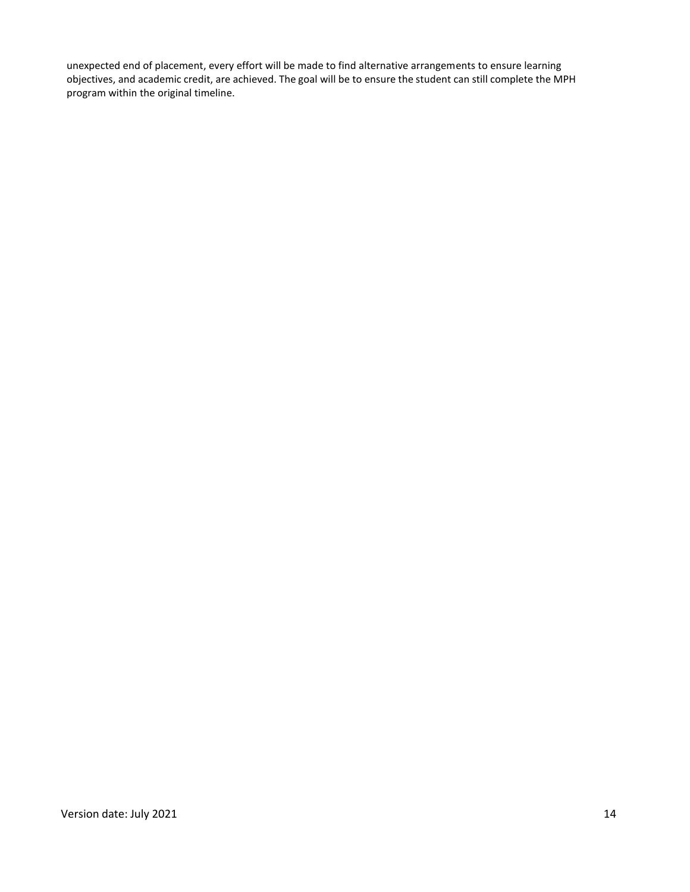unexpected end of placement, every effort will be made to find alternative arrangements to ensure learning objectives, and academic credit, are achieved. The goal will be to ensure the student can still complete the MPH program within the original timeline.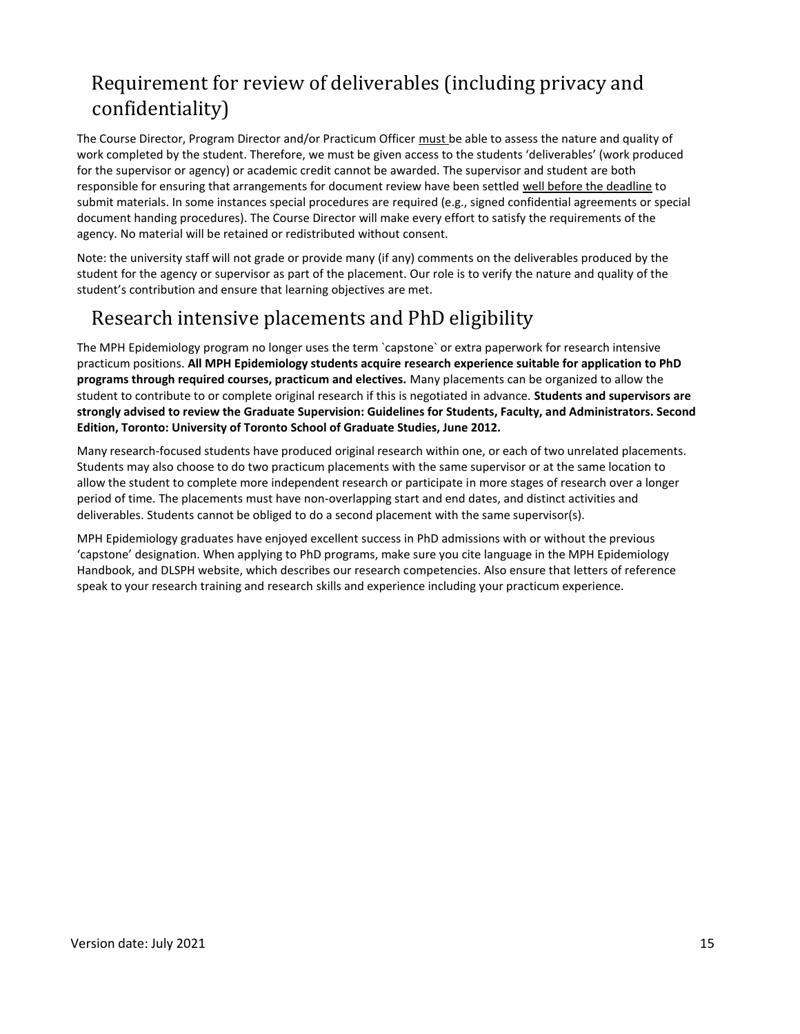## Requirement for review of deliverables (including privacy and confidentiality)

The Course Director, Program Director and/or Practicum Officer must be able to assess the nature and quality of work completed by the student. Therefore, we must be given access to the students 'deliverables' (work produced for the supervisor or agency) or academic credit cannot be awarded. The supervisor and student are both responsible for ensuring that arrangements for document review have been settled well before the deadline to submit materials. In some instances special procedures are required (e.g., signed confidential agreements or special document handing procedures). The Course Director will make every effort to satisfy the requirements of the agency. No material will be retained or redistributed without consent.

Note: the university staff will not grade or provide many (if any) comments on the deliverables produced by the student for the agency or supervisor as part of the placement. Our role is to verify the nature and quality of the student's contribution and ensure that learning objectives are met.

## Research intensive placements and PhD eligibility

The MPH Epidemiology program no longer uses the term `capstone` or extra paperwork for research intensive practicum positions. **All MPH Epidemiology students acquire research experience suitable for application to PhD programs through required courses, practicum and electives.** Many placements can be organized to allow the student to contribute to or complete original research if this is negotiated in advance. **Students and supervisors are strongly advised to review the Graduate Supervision: Guidelines for Students, Faculty, and Administrators. Second Edition, Toronto: University of Toronto School of Graduate Studies, June 2012.**

Many research-focused students have produced original research within one, or each of two unrelated placements. Students may also choose to do two practicum placements with the same supervisor or at the same location to allow the student to complete more independent research or participate in more stages of research over a longer period of time. The placements must have non-overlapping start and end dates, and distinct activities and deliverables. Students cannot be obliged to do a second placement with the same supervisor(s).

MPH Epidemiology graduates have enjoyed excellent success in PhD admissions with or without the previous 'capstone' designation. When applying to PhD programs, make sure you cite language in the MPH Epidemiology Handbook, and DLSPH website, which describes our research competencies. Also ensure that letters of reference speak to your research training and research skills and experience including your practicum experience.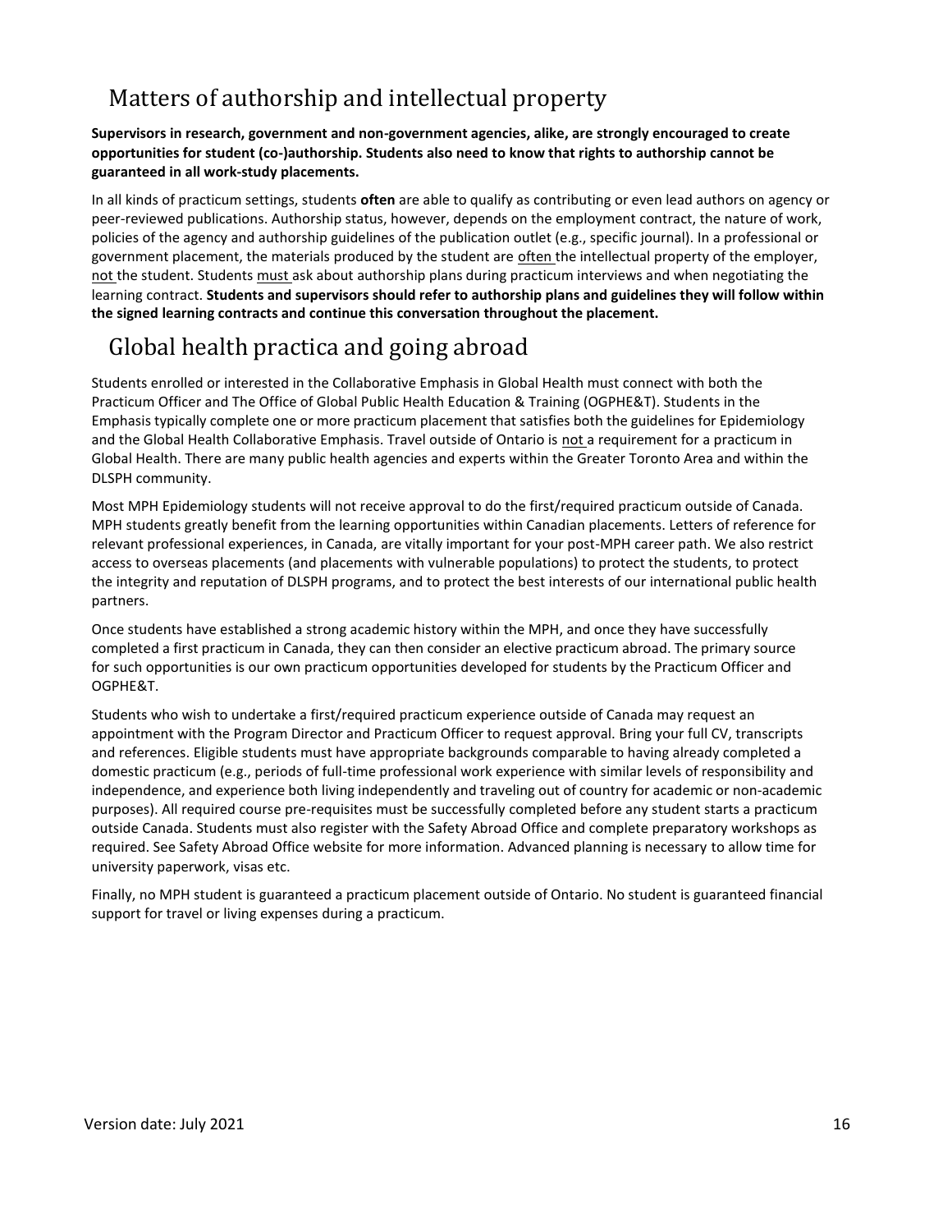## Matters of authorship and intellectual property

**Supervisors in research, government and non-government agencies, alike, are strongly encouraged to create opportunities for student (co-)authorship. Students also need to know that rights to authorship cannot be guaranteed in all work-study placements.**

In all kinds of practicum settings, students **often** are able to qualify as contributing or even lead authors on agency or peer-reviewed publications. Authorship status, however, depends on the employment contract, the nature of work, policies of the agency and authorship guidelines of the publication outlet (e.g., specific journal). In a professional or government placement, the materials produced by the student are often the intellectual property of the employer, not the student. Students must ask about authorship plans during practicum interviews and when negotiating the learning contract. **Students and supervisors should refer to authorship plans and guidelines they will follow within the signed learning contracts and continue this conversation throughout the placement.**

## Global health practica and going abroad

Students enrolled or interested in the Collaborative Emphasis in Global Health must connect with both the Practicum Officer and The Office of Global Public Health Education & Training (OGPHE&T). Students in the Emphasis typically complete one or more practicum placement that satisfies both the guidelines for Epidemiology and the Global Health Collaborative Emphasis. Travel outside of Ontario is not a requirement for a practicum in Global Health. There are many public health agencies and experts within the Greater Toronto Area and within the DLSPH community.

Most MPH Epidemiology students will not receive approval to do the first/required practicum outside of Canada. MPH students greatly benefit from the learning opportunities within Canadian placements. Letters of reference for relevant professional experiences, in Canada, are vitally important for your post-MPH career path. We also restrict access to overseas placements (and placements with vulnerable populations) to protect the students, to protect the integrity and reputation of DLSPH programs, and to protect the best interests of our international public health partners.

Once students have established a strong academic history within the MPH, and once they have successfully completed a first practicum in Canada, they can then consider an elective practicum abroad. The primary source for such opportunities is our own practicum opportunities developed for students by the Practicum Officer and OGPHE&T.

Students who wish to undertake a first/required practicum experience outside of Canada may request an appointment with the Program Director and Practicum Officer to request approval. Bring your full CV, transcripts and references. Eligible students must have appropriate backgrounds comparable to having already completed a domestic practicum (e.g., periods of full-time professional work experience with similar levels of responsibility and independence, and experience both living independently and traveling out of country for academic or non-academic purposes). All required course pre-requisites must be successfully completed before any student starts a practicum outside Canada. Students must also register with the Safety Abroad Office and complete preparatory workshops as required. See Safety Abroad Office website for more information. Advanced planning is necessary to allow time for university paperwork, visas etc.

Finally, no MPH student is guaranteed a practicum placement outside of Ontario. No student is guaranteed financial support for travel or living expenses during a practicum.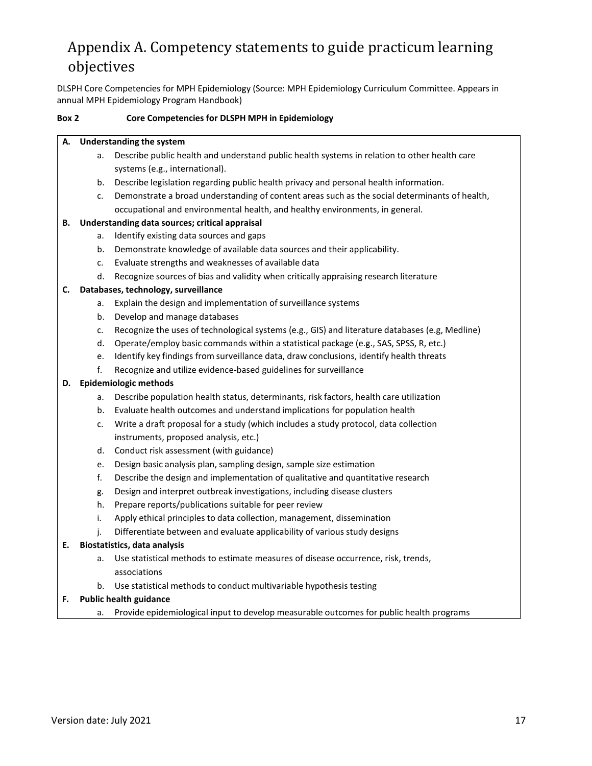# Appendix A. Competency statements to guide practicum learning objectives

DLSPH Core Competencies for MPH Epidemiology (Source: MPH Epidemiology Curriculum Committee. Appears in annual MPH Epidemiology Program Handbook)

**Box 2 Core Competencies for DLSPH MPH in Epidemiology**

**A. Understanding the system**

a. Describe public health and understand public health systems in relation to other health care systems (e.g., international).
b. Describe legislation regarding public health privacy and personal health information.
c. Demonstrate a broad understanding of content areas such as the social determinants of health, occupational and environmental health, and healthy environments, in general.

**B. Understanding data sources; critical appraisal**

a. Identify existing data sources and gaps
b. Demonstrate knowledge of available data sources and their applicability.
c. Evaluate strengths and weaknesses of available data
d. Recognize sources of bias and validity when critically appraising research literature

**C. Databases, technology, surveillance**

a. Explain the design and implementation of surveillance systems
b. Develop and manage databases
c. Recognize the uses of technological systems (e.g., GIS) and literature databases (e.g, Medline)
d. Operate/employ basic commands within a statistical package (e.g., SAS, SPSS, R, etc.)
e. Identify key findings from surveillance data, draw conclusions, identify health threats
f. Recognize and utilize evidence-based guidelines for surveillance

**D. Epidemiologic methods**

a. Describe population health status, determinants, risk factors, health care utilization
b. Evaluate health outcomes and understand implications for population health
c. Write a draft proposal for a study (which includes a study protocol, data collection instruments, proposed analysis, etc.)
d. Conduct risk assessment (with guidance)
e. Design basic analysis plan, sampling design, sample size estimation
f. Describe the design and implementation of qualitative and quantitative research
g. Design and interpret outbreak investigations, including disease clusters
h. Prepare reports/publications suitable for peer review
i. Apply ethical principles to data collection, management, dissemination
j. Differentiate between and evaluate applicability of various study designs

**E. Biostatistics, data analysis**

a. Use statistical methods to estimate measures of disease occurrence, risk, trends, associations
b. Use statistical methods to conduct multivariable hypothesis testing

**F. Public health guidance**

a. Provide epidemiological input to develop measurable outcomes for public health programs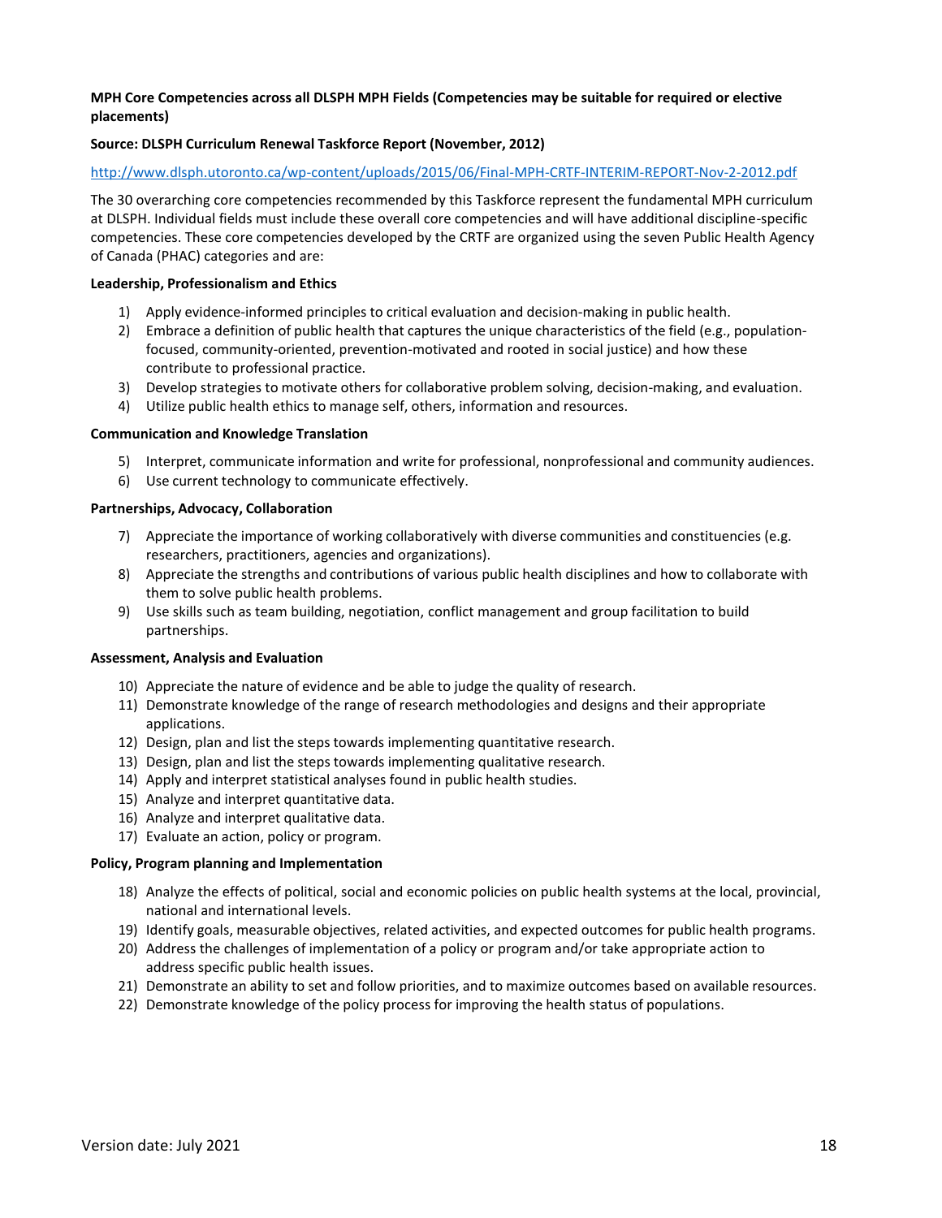**MPH Core Competencies across all DLSPH MPH Fields (Competencies may be suitable for required or elective placements)**

**Source: DLSPH Curriculum Renewal Taskforce Report (November, 2012)**

http://www.dlsph.utoronto.ca/wp-content/uploads/2015/06/Final-MPH-CRTF-INTERIM-REPORT-Nov-2-2012.pdf

The 30 overarching core competencies recommended by this Taskforce represent the fundamental MPH curriculum at DLSPH. Individual fields must include these overall core competencies and will have additional discipline-specific competencies. These core competencies developed by the CRTF are organized using the seven Public Health Agency of Canada (PHAC) categories and are:

**Leadership, Professionalism and Ethics**

1) Apply evidence-informed principles to critical evaluation and decision-making in public health.
2) Embrace a definition of public health that captures the unique characteristics of the field (e.g., population-focused, community-oriented, prevention-motivated and rooted in social justice) and how these contribute to professional practice.
3) Develop strategies to motivate others for collaborative problem solving, decision-making, and evaluation.
4) Utilize public health ethics to manage self, others, information and resources.

**Communication and Knowledge Translation**

5) Interpret, communicate information and write for professional, nonprofessional and community audiences.
6) Use current technology to communicate effectively.

**Partnerships, Advocacy, Collaboration**

7) Appreciate the importance of working collaboratively with diverse communities and constituencies (e.g. researchers, practitioners, agencies and organizations).
8) Appreciate the strengths and contributions of various public health disciplines and how to collaborate with them to solve public health problems.
9) Use skills such as team building, negotiation, conflict management and group facilitation to build partnerships.

**Assessment, Analysis and Evaluation**

10) Appreciate the nature of evidence and be able to judge the quality of research.
11) Demonstrate knowledge of the range of research methodologies and designs and their appropriate applications.
12) Design, plan and list the steps towards implementing quantitative research.
13) Design, plan and list the steps towards implementing qualitative research.
14) Apply and interpret statistical analyses found in public health studies.
15) Analyze and interpret quantitative data.
16) Analyze and interpret qualitative data.
17) Evaluate an action, policy or program.

**Policy, Program planning and Implementation**

18) Analyze the effects of political, social and economic policies on public health systems at the local, provincial, national and international levels.
19) Identify goals, measurable objectives, related activities, and expected outcomes for public health programs.
20) Address the challenges of implementation of a policy or program and/or take appropriate action to address specific public health issues.
21) Demonstrate an ability to set and follow priorities, and to maximize outcomes based on available resources.
22) Demonstrate knowledge of the policy process for improving the health status of populations.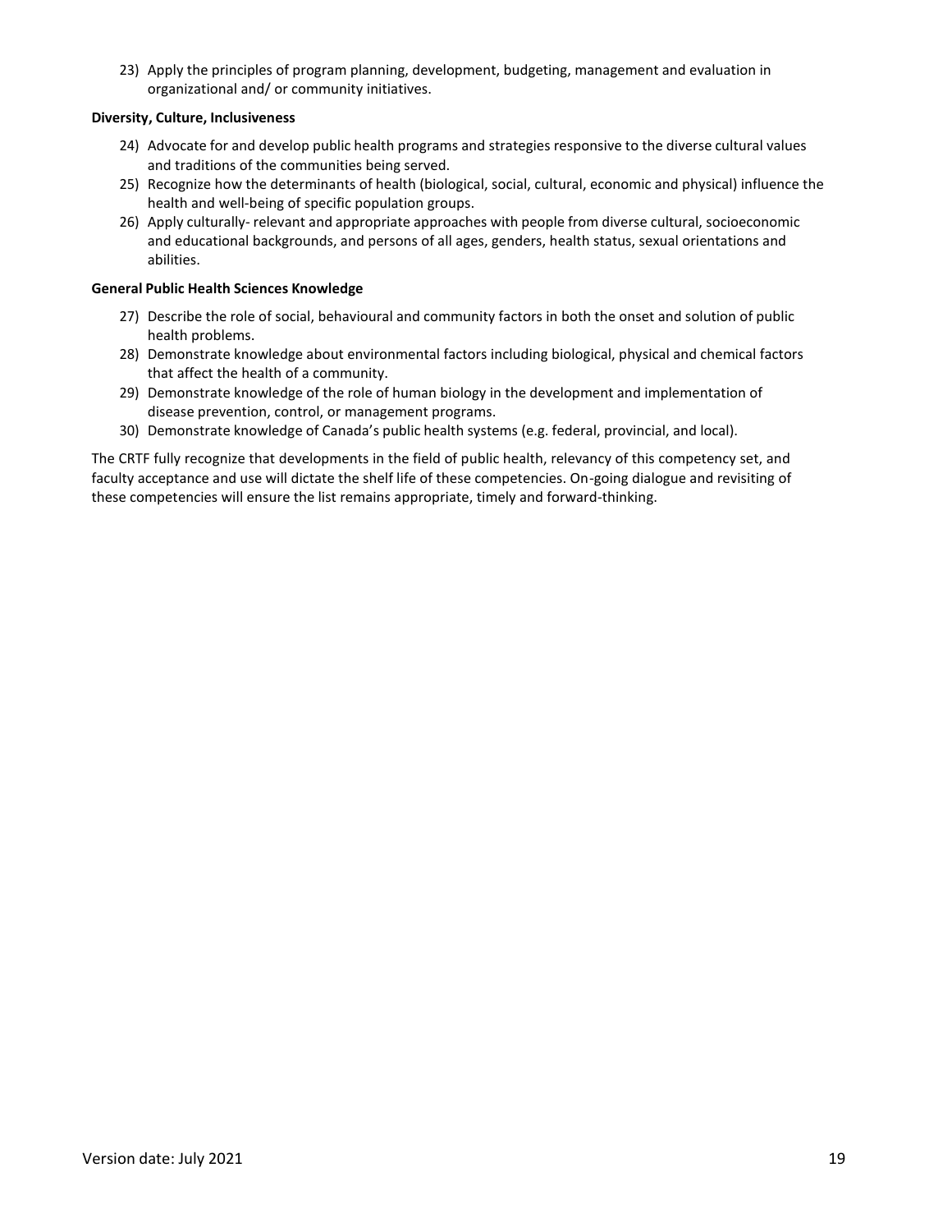23) Apply the principles of program planning, development, budgeting, management and evaluation in organizational and/ or community initiatives.

**Diversity, Culture, Inclusiveness**

24) Advocate for and develop public health programs and strategies responsive to the diverse cultural values and traditions of the communities being served.
25) Recognize how the determinants of health (biological, social, cultural, economic and physical) influence the health and well-being of specific population groups.
26) Apply culturally- relevant and appropriate approaches with people from diverse cultural, socioeconomic and educational backgrounds, and persons of all ages, genders, health status, sexual orientations and abilities.

**General Public Health Sciences Knowledge**

27) Describe the role of social, behavioural and community factors in both the onset and solution of public health problems.
28) Demonstrate knowledge about environmental factors including biological, physical and chemical factors that affect the health of a community.
29) Demonstrate knowledge of the role of human biology in the development and implementation of disease prevention, control, or management programs.
30) Demonstrate knowledge of Canada's public health systems (e.g. federal, provincial, and local).

The CRTF fully recognize that developments in the field of public health, relevancy of this competency set, and faculty acceptance and use will dictate the shelf life of these competencies. On-going dialogue and revisiting of these competencies will ensure the list remains appropriate, timely and forward-thinking.